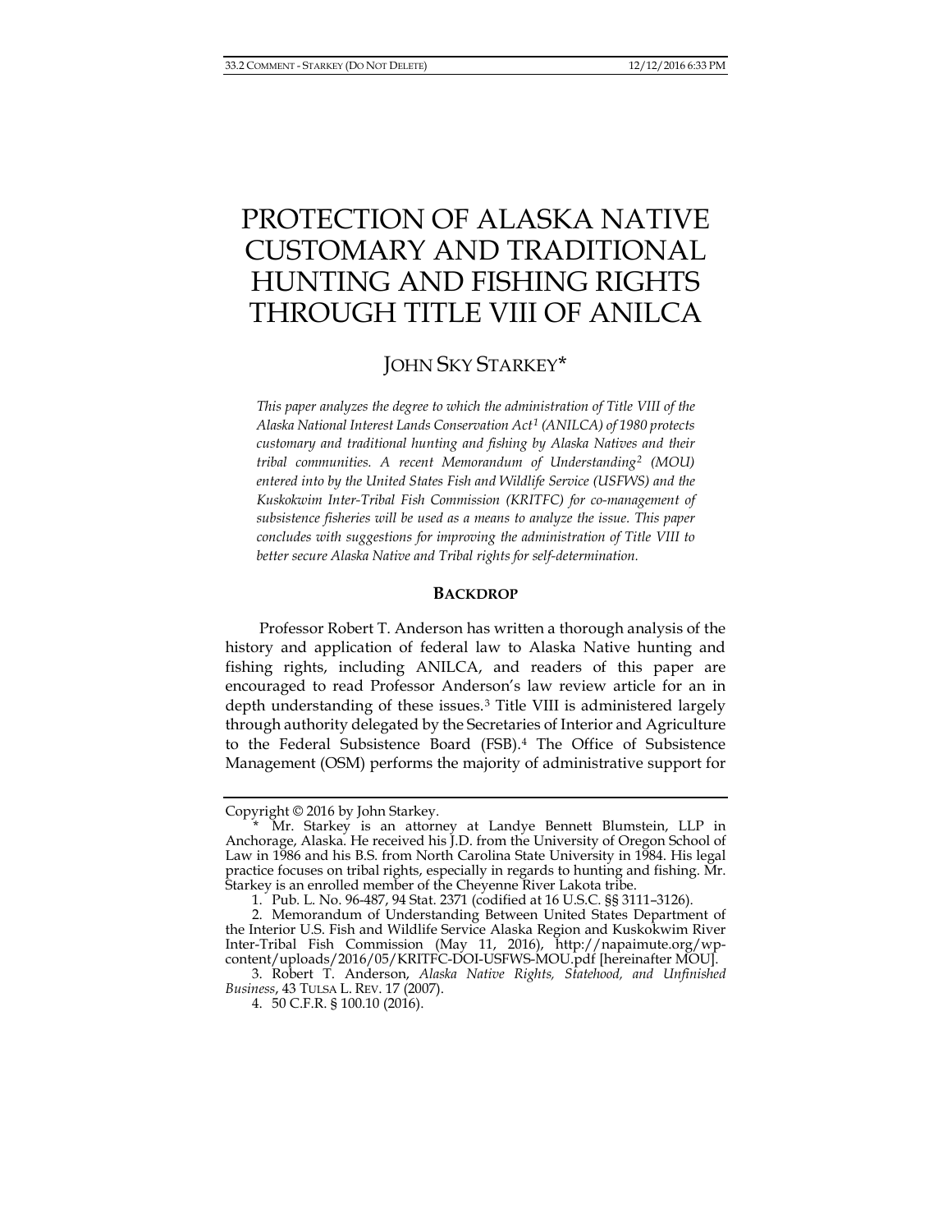# PROTECTION OF ALASKA NATIVE CUSTOMARY AND TRADITIONAL HUNTING AND FISHING RIGHTS THROUGH TITLE VIII OF ANILCA

JOHN SKY STARKEY*

*This paper analyzes the degree to which the administration of Title VIII of the Alaska National Interest Lands Conservation Act[1] (ANILCA) of 1980 protects customary and traditional hunting and fishing by Alaska Natives and their tribal communities. A recent Memorandum of Understanding[2] (MOU) entered into by the United States Fish and Wildlife Service (USFWS) and the Kuskokwim Inter-Tribal Fish Commission (KRITFC) for co-management of subsistence fisheries will be used as a means to analyze the issue. This paper concludes with suggestions for improving the administration of Title VIII to better secure Alaska Native and Tribal rights for self-determination.*

## BACKDROP

Professor Robert T. Anderson has written a thorough analysis of the history and application of federal law to Alaska Native hunting and fishing rights, including ANILCA, and readers of this paper are encouraged to read Professor Anderson's law review article for an in depth understanding of these issues.[3] Title VIII is administered largely through authority delegated by the Secretaries of Interior and Agriculture to the Federal Subsistence Board (FSB).[4] The Office of Subsistence Management (OSM) performs the majority of administrative support for

---

Copyright © 2016 by John Starkey.

\* Mr. Starkey is an attorney at Landye Bennett Blumstein, LLP in Anchorage, Alaska. He received his J.D. from the University of Oregon School of Law in 1986 and his B.S. from North Carolina State University in 1984. His legal practice focuses on tribal rights, especially in regards to hunting and fishing. Mr. Starkey is an enrolled member of the Cheyenne River Lakota tribe.

1. Pub. L. No. 96-487, 94 Stat. 2371 (codified at 16 U.S.C. §§ 3111–3126).

2. Memorandum of Understanding Between United States Department of the Interior U.S. Fish and Wildlife Service Alaska Region and Kuskokwim River Inter-Tribal Fish Commission (May 11, 2016), http://napaimute.org/wp-content/uploads/2016/05/KRITFC-DOI-USFWS-MOU.pdf [hereinafter MOU].

3. Robert T. Anderson, *Alaska Native Rights, Statehood, and Unfinished Business*, 43 TULSA L. REV. 17 (2007).

4. 50 C.F.R. § 100.10 (2016).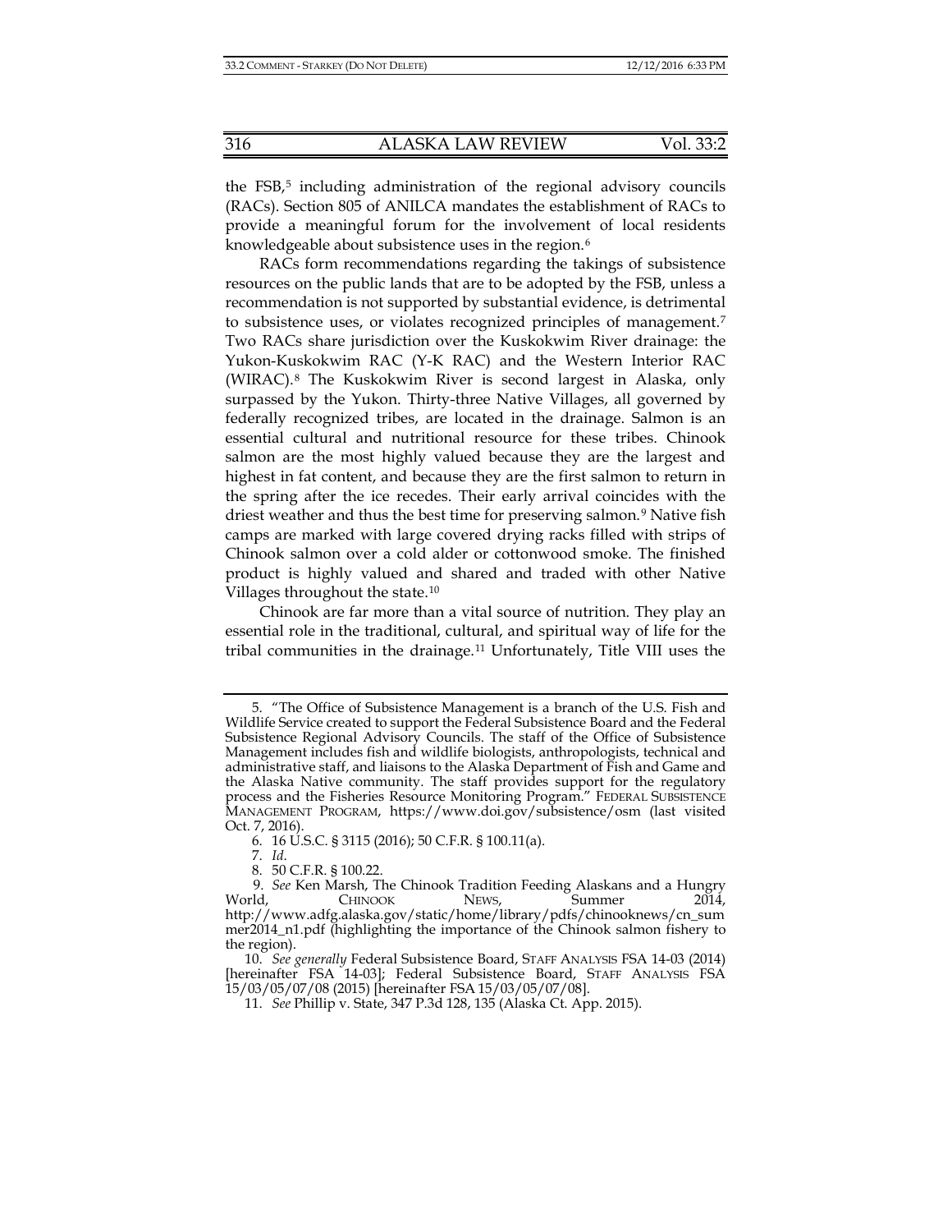the FSB,[5] including administration of the regional advisory councils (RACs). Section 805 of ANILCA mandates the establishment of RACs to provide a meaningful forum for the involvement of local residents knowledgeable about subsistence uses in the region.[6]

RACs form recommendations regarding the takings of subsistence resources on the public lands that are to be adopted by the FSB, unless a recommendation is not supported by substantial evidence, is detrimental to subsistence uses, or violates recognized principles of management.[7] Two RACs share jurisdiction over the Kuskokwim River drainage: the Yukon-Kuskokwim RAC (Y-K RAC) and the Western Interior RAC (WIRAC).[8] The Kuskokwim River is second largest in Alaska, only surpassed by the Yukon. Thirty-three Native Villages, all governed by federally recognized tribes, are located in the drainage. Salmon is an essential cultural and nutritional resource for these tribes. Chinook salmon are the most highly valued because they are the largest and highest in fat content, and because they are the first salmon to return in the spring after the ice recedes. Their early arrival coincides with the driest weather and thus the best time for preserving salmon.[9] Native fish camps are marked with large covered drying racks filled with strips of Chinook salmon over a cold alder or cottonwood smoke. The finished product is highly valued and shared and traded with other Native Villages throughout the state.[10]

Chinook are far more than a vital source of nutrition. They play an essential role in the traditional, cultural, and spiritual way of life for the tribal communities in the drainage.[11] Unfortunately, Title VIII uses the

---

5. "The Office of Subsistence Management is a branch of the U.S. Fish and Wildlife Service created to support the Federal Subsistence Board and the Federal Subsistence Regional Advisory Councils. The staff of the Office of Subsistence Management includes fish and wildlife biologists, anthropologists, technical and administrative staff, and liaisons to the Alaska Department of Fish and Game and the Alaska Native community. The staff provides support for the regulatory process and the Fisheries Resource Monitoring Program." FEDERAL SUBSISTENCE MANAGEMENT PROGRAM, https://www.doi.gov/subsistence/osm (last visited Oct. 7, 2016).

6. 16 U.S.C. § 3115 (2016); 50 C.F.R. § 100.11(a).

7. *Id.*

8. 50 C.F.R. § 100.22.

9. *See* Ken Marsh, The Chinook Tradition Feeding Alaskans and a Hungry World, CHINOOK NEWS, Summer 2014, http://www.adfg.alaska.gov/static/home/library/pdfs/chinooknews/cn_summer2014_n1.pdf (highlighting the importance of the Chinook salmon fishery to the region).

10. *See generally* Federal Subsistence Board, STAFF ANALYSIS FSA 14-03 (2014) [hereinafter FSA 14-03]; Federal Subsistence Board, STAFF ANALYSIS FSA 15/03/05/07/08 (2015) [hereinafter FSA 15/03/05/07/08].

11. *See* Phillip v. State, 347 P.3d 128, 135 (Alaska Ct. App. 2015).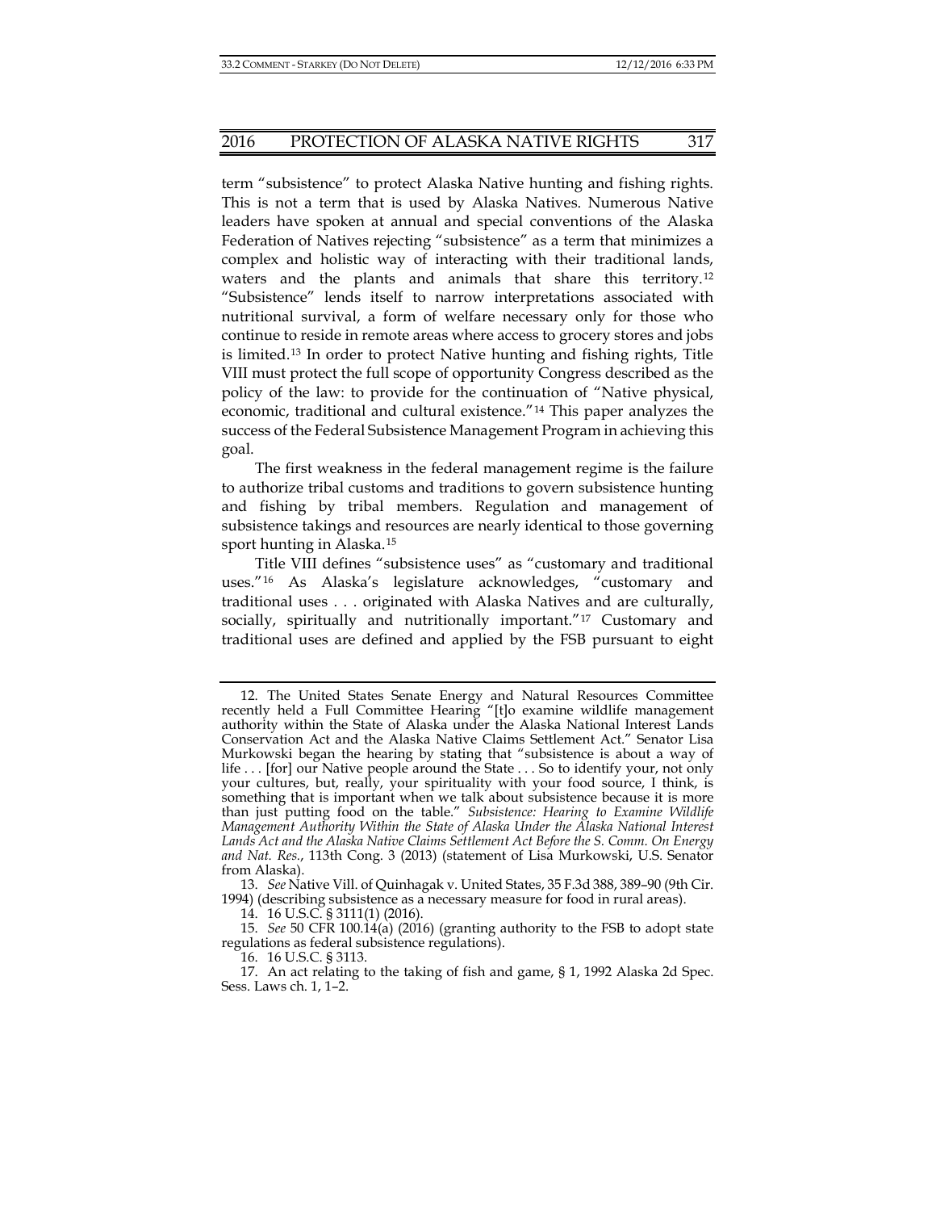term "subsistence" to protect Alaska Native hunting and fishing rights. This is not a term that is used by Alaska Natives. Numerous Native leaders have spoken at annual and special conventions of the Alaska Federation of Natives rejecting "subsistence" as a term that minimizes a complex and holistic way of interacting with their traditional lands, waters and the plants and animals that share this territory.[12] "Subsistence" lends itself to narrow interpretations associated with nutritional survival, a form of welfare necessary only for those who continue to reside in remote areas where access to grocery stores and jobs is limited.[13] In order to protect Native hunting and fishing rights, Title VIII must protect the full scope of opportunity Congress described as the policy of the law: to provide for the continuation of "Native physical, economic, traditional and cultural existence."[14] This paper analyzes the success of the Federal Subsistence Management Program in achieving this goal.

The first weakness in the federal management regime is the failure to authorize tribal customs and traditions to govern subsistence hunting and fishing by tribal members. Regulation and management of subsistence takings and resources are nearly identical to those governing sport hunting in Alaska.[15]

Title VIII defines "subsistence uses" as "customary and traditional uses."[16] As Alaska's legislature acknowledges, "customary and traditional uses . . . originated with Alaska Natives and are culturally, socially, spiritually and nutritionally important."[17] Customary and traditional uses are defined and applied by the FSB pursuant to eight

---

12. The United States Senate Energy and Natural Resources Committee recently held a Full Committee Hearing "[t]o examine wildlife management authority within the State of Alaska under the Alaska National Interest Lands Conservation Act and the Alaska Native Claims Settlement Act." Senator Lisa Murkowski began the hearing by stating that "subsistence is about a way of life . . . [for] our Native people around the State . . . So to identify your, not only your cultures, but, really, your spirituality with your food source, I think, is something that is important when we talk about subsistence because it is more than just putting food on the table." *Subsistence: Hearing to Examine Wildlife Management Authority Within the State of Alaska Under the Alaska National Interest Lands Act and the Alaska Native Claims Settlement Act Before the S. Comm. On Energy and Nat. Res.*, 113th Cong. 3 (2013) (statement of Lisa Murkowski, U.S. Senator from Alaska).

13. *See* Native Vill. of Quinhagak v. United States, 35 F.3d 388, 389–90 (9th Cir. 1994) (describing subsistence as a necessary measure for food in rural areas).

14. 16 U.S.C. § 3111(1) (2016).

15. *See* 50 CFR 100.14(a) (2016) (granting authority to the FSB to adopt state regulations as federal subsistence regulations).

16. 16 U.S.C. § 3113.

17. An act relating to the taking of fish and game, § 1, 1992 Alaska 2d Spec. Sess. Laws ch. 1, 1–2.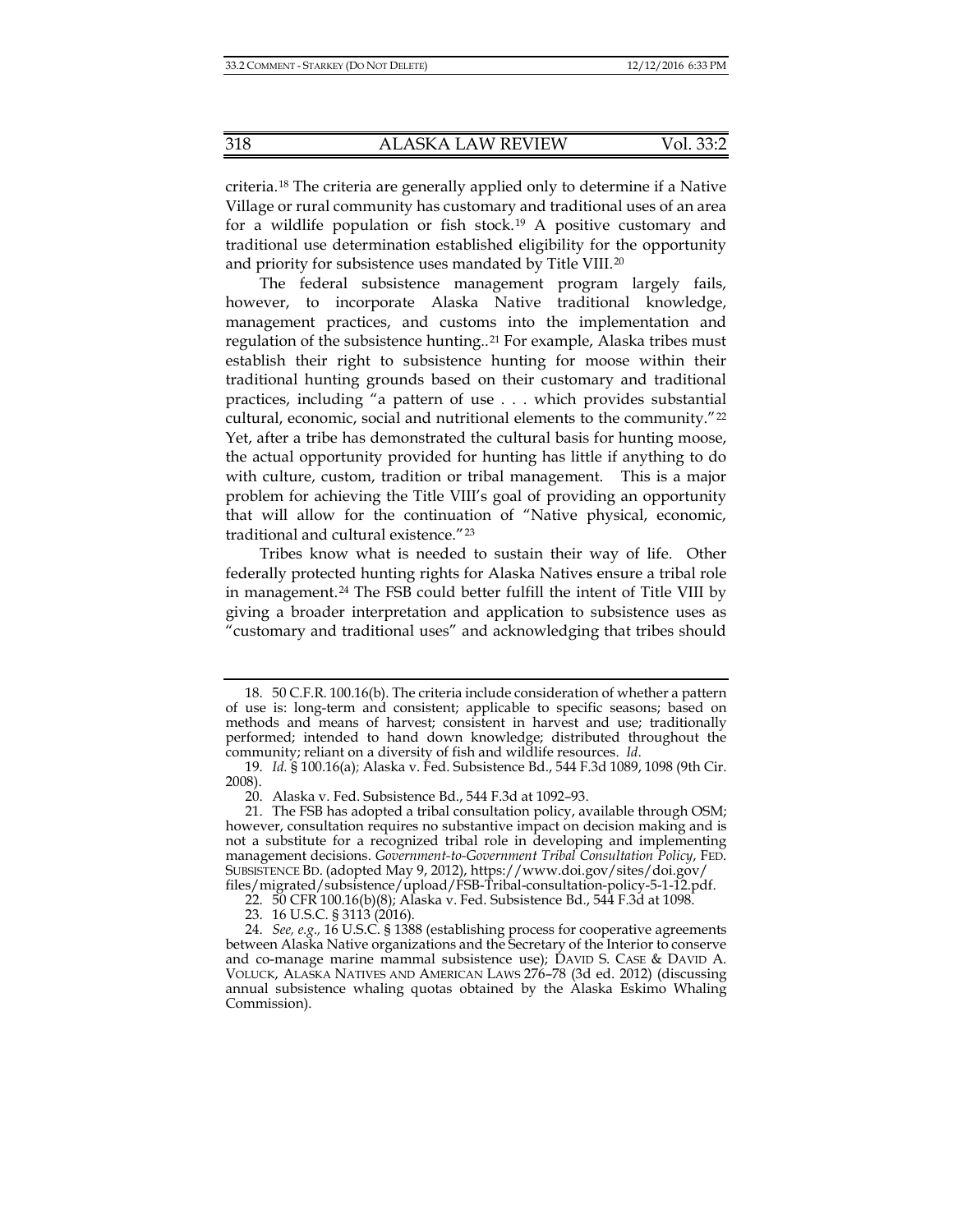criteria.[18] The criteria are generally applied only to determine if a Native Village or rural community has customary and traditional uses of an area for a wildlife population or fish stock.[19] A positive customary and traditional use determination established eligibility for the opportunity and priority for subsistence uses mandated by Title VIII.[20]

The federal subsistence management program largely fails, however, to incorporate Alaska Native traditional knowledge, management practices, and customs into the implementation and regulation of the subsistence hunting..[21] For example, Alaska tribes must establish their right to subsistence hunting for moose within their traditional hunting grounds based on their customary and traditional practices, including "a pattern of use . . . which provides substantial cultural, economic, social and nutritional elements to the community."[22] Yet, after a tribe has demonstrated the cultural basis for hunting moose, the actual opportunity provided for hunting has little if anything to do with culture, custom, tradition or tribal management. This is a major problem for achieving the Title VIII's goal of providing an opportunity that will allow for the continuation of "Native physical, economic, traditional and cultural existence."[23]

Tribes know what is needed to sustain their way of life. Other federally protected hunting rights for Alaska Natives ensure a tribal role in management.[24] The FSB could better fulfill the intent of Title VIII by giving a broader interpretation and application to subsistence uses as "customary and traditional uses" and acknowledging that tribes should

---

18. 50 C.F.R. 100.16(b). The criteria include consideration of whether a pattern of use is: long-term and consistent; applicable to specific seasons; based on methods and means of harvest; consistent in harvest and use; traditionally performed; intended to hand down knowledge; distributed throughout the community; reliant on a diversity of fish and wildlife resources. *Id*.

19. *Id.* § 100.16(a); Alaska v. Fed. Subsistence Bd., 544 F.3d 1089, 1098 (9th Cir. 2008).

20. Alaska v. Fed. Subsistence Bd., 544 F.3d at 1092–93.

21. The FSB has adopted a tribal consultation policy, available through OSM; however, consultation requires no substantive impact on decision making and is not a substitute for a recognized tribal role in developing and implementing management decisions. *Government-to-Government Tribal Consultation Policy*, FED. SUBSISTENCE BD. (adopted May 9, 2012), https://www.doi.gov/sites/doi.gov/files/migrated/subsistence/upload/FSB-Tribal-consultation-policy-5-1-12.pdf.

22. 50 CFR 100.16(b)(8); Alaska v. Fed. Subsistence Bd., 544 F.3d at 1098.

23. 16 U.S.C. § 3113 (2016).

24. *See, e.g.*, 16 U.S.C. § 1388 (establishing process for cooperative agreements between Alaska Native organizations and the Secretary of the Interior to conserve and co-manage marine mammal subsistence use); DAVID S. CASE & DAVID A. VOLUCK, ALASKA NATIVES AND AMERICAN LAWS 276–78 (3d ed. 2012) (discussing annual subsistence whaling quotas obtained by the Alaska Eskimo Whaling Commission).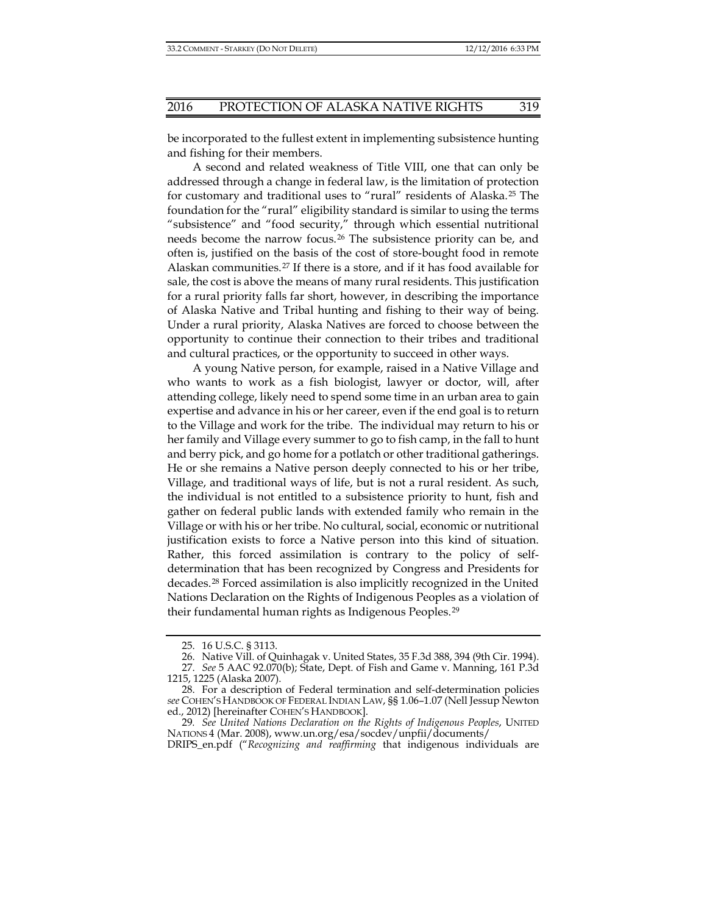be incorporated to the fullest extent in implementing subsistence hunting and fishing for their members.

A second and related weakness of Title VIII, one that can only be addressed through a change in federal law, is the limitation of protection for customary and traditional uses to "rural" residents of Alaska.[25] The foundation for the "rural" eligibility standard is similar to using the terms "subsistence" and "food security," through which essential nutritional needs become the narrow focus.[26] The subsistence priority can be, and often is, justified on the basis of the cost of store-bought food in remote Alaskan communities.[27] If there is a store, and if it has food available for sale, the cost is above the means of many rural residents. This justification for a rural priority falls far short, however, in describing the importance of Alaska Native and Tribal hunting and fishing to their way of being. Under a rural priority, Alaska Natives are forced to choose between the opportunity to continue their connection to their tribes and traditional and cultural practices, or the opportunity to succeed in other ways.

A young Native person, for example, raised in a Native Village and who wants to work as a fish biologist, lawyer or doctor, will, after attending college, likely need to spend some time in an urban area to gain expertise and advance in his or her career, even if the end goal is to return to the Village and work for the tribe. The individual may return to his or her family and Village every summer to go to fish camp, in the fall to hunt and berry pick, and go home for a potlatch or other traditional gatherings. He or she remains a Native person deeply connected to his or her tribe, Village, and traditional ways of life, but is not a rural resident. As such, the individual is not entitled to a subsistence priority to hunt, fish and gather on federal public lands with extended family who remain in the Village or with his or her tribe. No cultural, social, economic or nutritional justification exists to force a Native person into this kind of situation. Rather, this forced assimilation is contrary to the policy of self-determination that has been recognized by Congress and Presidents for decades.[28] Forced assimilation is also implicitly recognized in the United Nations Declaration on the Rights of Indigenous Peoples as a violation of their fundamental human rights as Indigenous Peoples.[29]

---

25. 16 U.S.C. § 3113.

26. Native Vill. of Quinhagak v. United States, 35 F.3d 388, 394 (9th Cir. 1994).

27. *See* 5 AAC 92.070(b); State, Dept. of Fish and Game v. Manning, 161 P.3d 1215, 1225 (Alaska 2007).

28. For a description of Federal termination and self-determination policies *see* COHEN'S HANDBOOK OF FEDERAL INDIAN LAW, §§ 1.06–1.07 (Nell Jessup Newton ed., 2012) [hereinafter COHEN'S HANDBOOK].

29. *See United Nations Declaration on the Rights of Indigenous Peoples*, UNITED NATIONS 4 (Mar. 2008), www.un.org/esa/socdev/unpfii/documents/DRIPS_en.pdf ("*Recognizing and reaffirming* that indigenous individuals are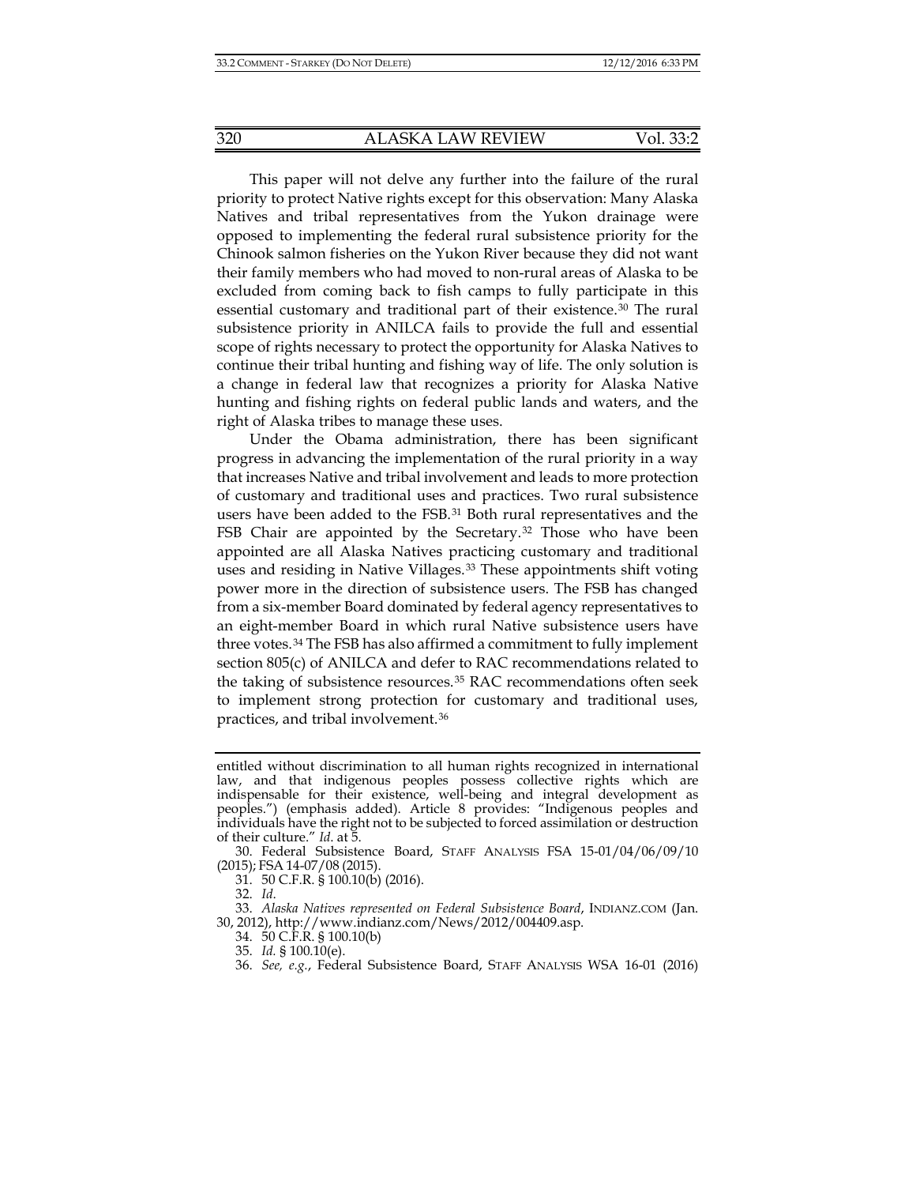This paper will not delve any further into the failure of the rural priority to protect Native rights except for this observation: Many Alaska Natives and tribal representatives from the Yukon drainage were opposed to implementing the federal rural subsistence priority for the Chinook salmon fisheries on the Yukon River because they did not want their family members who had moved to non-rural areas of Alaska to be excluded from coming back to fish camps to fully participate in this essential customary and traditional part of their existence.[30] The rural subsistence priority in ANILCA fails to provide the full and essential scope of rights necessary to protect the opportunity for Alaska Natives to continue their tribal hunting and fishing way of life. The only solution is a change in federal law that recognizes a priority for Alaska Native hunting and fishing rights on federal public lands and waters, and the right of Alaska tribes to manage these uses.

Under the Obama administration, there has been significant progress in advancing the implementation of the rural priority in a way that increases Native and tribal involvement and leads to more protection of customary and traditional uses and practices. Two rural subsistence users have been added to the FSB.[31] Both rural representatives and the FSB Chair are appointed by the Secretary.[32] Those who have been appointed are all Alaska Natives practicing customary and traditional uses and residing in Native Villages.[33] These appointments shift voting power more in the direction of subsistence users. The FSB has changed from a six-member Board dominated by federal agency representatives to an eight-member Board in which rural Native subsistence users have three votes.[34] The FSB has also affirmed a commitment to fully implement section 805(c) of ANILCA and defer to RAC recommendations related to the taking of subsistence resources.[35] RAC recommendations often seek to implement strong protection for customary and traditional uses, practices, and tribal involvement.[36]

---

entitled without discrimination to all human rights recognized in international law, and that indigenous peoples possess collective rights which are indispensable for their existence, well-being and integral development as peoples.") (emphasis added). Article 8 provides: "Indigenous peoples and individuals have the right not to be subjected to forced assimilation or destruction of their culture." *Id.* at 5.

30. Federal Subsistence Board, STAFF ANALYSIS FSA 15-01/04/06/09/10 (2015); FSA 14-07/08 (2015).

31. 50 C.F.R. § 100.10(b) (2016).

32. *Id.*

33. *Alaska Natives represented on Federal Subsistence Board*, INDIANZ.COM (Jan. 30, 2012), http://www.indianz.com/News/2012/004409.asp.

34. 50 C.F.R. § 100.10(b)

35. *Id.* § 100.10(e).

36. *See, e.g.*, Federal Subsistence Board, STAFF ANALYSIS WSA 16-01 (2016)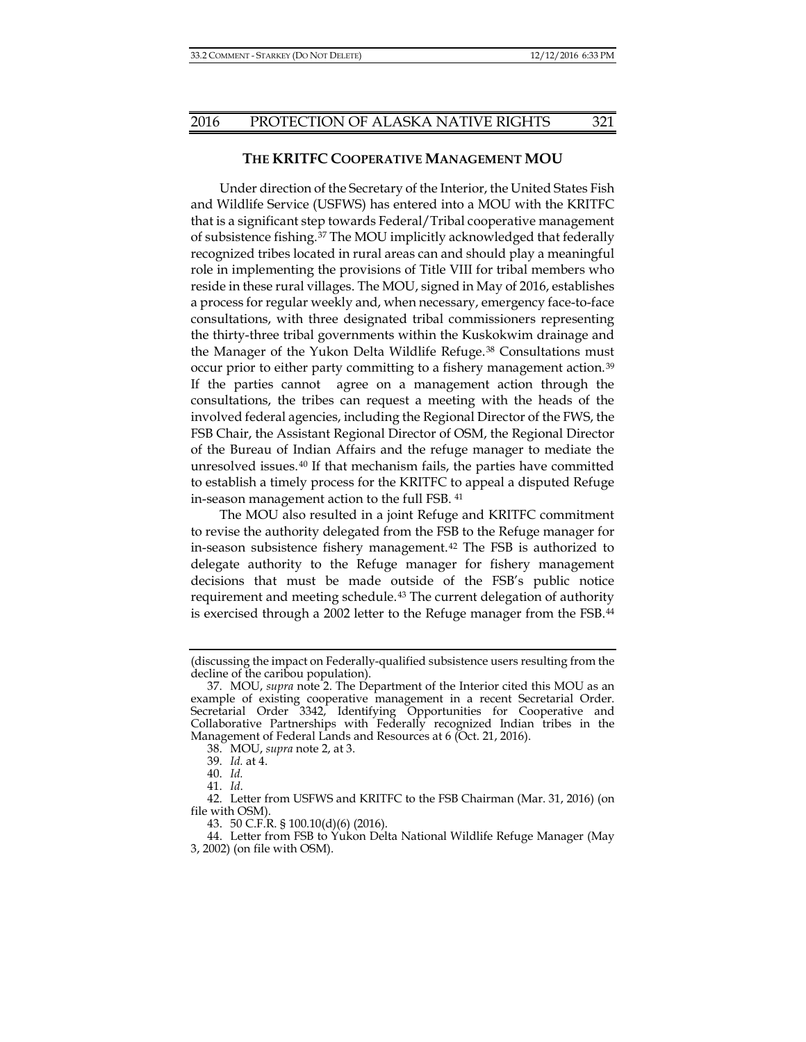### THE KRITFC COOPERATIVE MANAGEMENT MOU

Under direction of the Secretary of the Interior, the United States Fish and Wildlife Service (USFWS) has entered into a MOU with the KRITFC that is a significant step towards Federal/Tribal cooperative management of subsistence fishing.[37] The MOU implicitly acknowledged that federally recognized tribes located in rural areas can and should play a meaningful role in implementing the provisions of Title VIII for tribal members who reside in these rural villages. The MOU, signed in May of 2016, establishes a process for regular weekly and, when necessary, emergency face-to-face consultations, with three designated tribal commissioners representing the thirty-three tribal governments within the Kuskokwim drainage and the Manager of the Yukon Delta Wildlife Refuge.[38] Consultations must occur prior to either party committing to a fishery management action.[39] If the parties cannot agree on a management action through the consultations, the tribes can request a meeting with the heads of the involved federal agencies, including the Regional Director of the FWS, the FSB Chair, the Assistant Regional Director of OSM, the Regional Director of the Bureau of Indian Affairs and the refuge manager to mediate the unresolved issues.[40] If that mechanism fails, the parties have committed to establish a timely process for the KRITFC to appeal a disputed Refuge in-season management action to the full FSB.[41]

The MOU also resulted in a joint Refuge and KRITFC commitment to revise the authority delegated from the FSB to the Refuge manager for in-season subsistence fishery management.[42] The FSB is authorized to delegate authority to the Refuge manager for fishery management decisions that must be made outside of the FSB's public notice requirement and meeting schedule.[43] The current delegation of authority is exercised through a 2002 letter to the Refuge manager from the FSB.[44]

---

(discussing the impact on Federally-qualified subsistence users resulting from the decline of the caribou population).

37. MOU, *supra* note 2. The Department of the Interior cited this MOU as an example of existing cooperative management in a recent Secretarial Order. Secretarial Order 3342, Identifying Opportunities for Cooperative and Collaborative Partnerships with Federally recognized Indian tribes in the Management of Federal Lands and Resources at 6 (Oct. 21, 2016).

38. MOU, *supra* note 2, at 3.

39. *Id.* at 4.

40. *Id.*

41. *Id*.

42. Letter from USFWS and KRITFC to the FSB Chairman (Mar. 31, 2016) (on file with OSM).

43. 50 C.F.R. § 100.10(d)(6) (2016).

44. Letter from FSB to Yukon Delta National Wildlife Refuge Manager (May 3, 2002) (on file with OSM).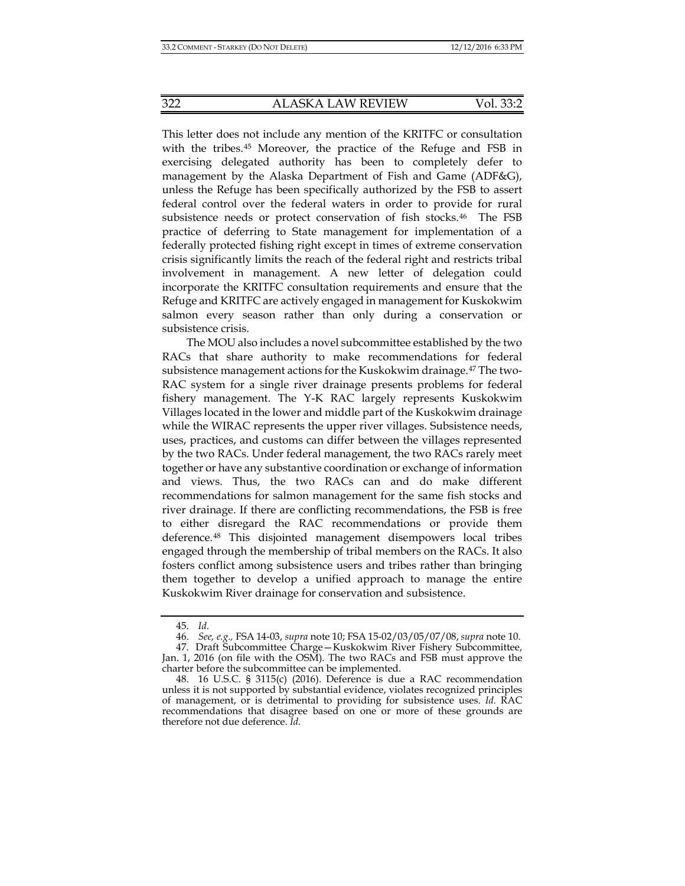This letter does not include any mention of the KRITFC or consultation with the tribes.[45] Moreover, the practice of the Refuge and FSB in exercising delegated authority has been to completely defer to management by the Alaska Department of Fish and Game (ADF&G), unless the Refuge has been specifically authorized by the FSB to assert federal control over the federal waters in order to provide for rural subsistence needs or protect conservation of fish stocks.[46] The FSB practice of deferring to State management for implementation of a federally protected fishing right except in times of extreme conservation crisis significantly limits the reach of the federal right and restricts tribal involvement in management. A new letter of delegation could incorporate the KRITFC consultation requirements and ensure that the Refuge and KRITFC are actively engaged in management for Kuskokwim salmon every season rather than only during a conservation or subsistence crisis.

The MOU also includes a novel subcommittee established by the two RACs that share authority to make recommendations for federal subsistence management actions for the Kuskokwim drainage.[47] The two-RAC system for a single river drainage presents problems for federal fishery management. The Y-K RAC largely represents Kuskokwim Villages located in the lower and middle part of the Kuskokwim drainage while the WIRAC represents the upper river villages. Subsistence needs, uses, practices, and customs can differ between the villages represented by the two RACs. Under federal management, the two RACs rarely meet together or have any substantive coordination or exchange of information and views. Thus, the two RACs can and do make different recommendations for salmon management for the same fish stocks and river drainage. If there are conflicting recommendations, the FSB is free to either disregard the RAC recommendations or provide them deference.[48] This disjointed management disempowers local tribes engaged through the membership of tribal members on the RACs. It also fosters conflict among subsistence users and tribes rather than bringing them together to develop a unified approach to manage the entire Kuskokwim River drainage for conservation and subsistence.

---

45. *Id.*

46. *See, e.g.,* FSA 14-03, *supra* note 10; FSA 15-02/03/05/07/08, *supra* note 10.

47. Draft Subcommittee Charge—Kuskokwim River Fishery Subcommittee, Jan. 1, 2016 (on file with the OSM). The two RACs and FSB must approve the charter before the subcommittee can be implemented.

48. 16 U.S.C. § 3115(c) (2016). Deference is due a RAC recommendation unless it is not supported by substantial evidence, violates recognized principles of management, or is detrimental to providing for subsistence uses. *Id.* RAC recommendations that disagree based on one or more of these grounds are therefore not due deference. *Id.*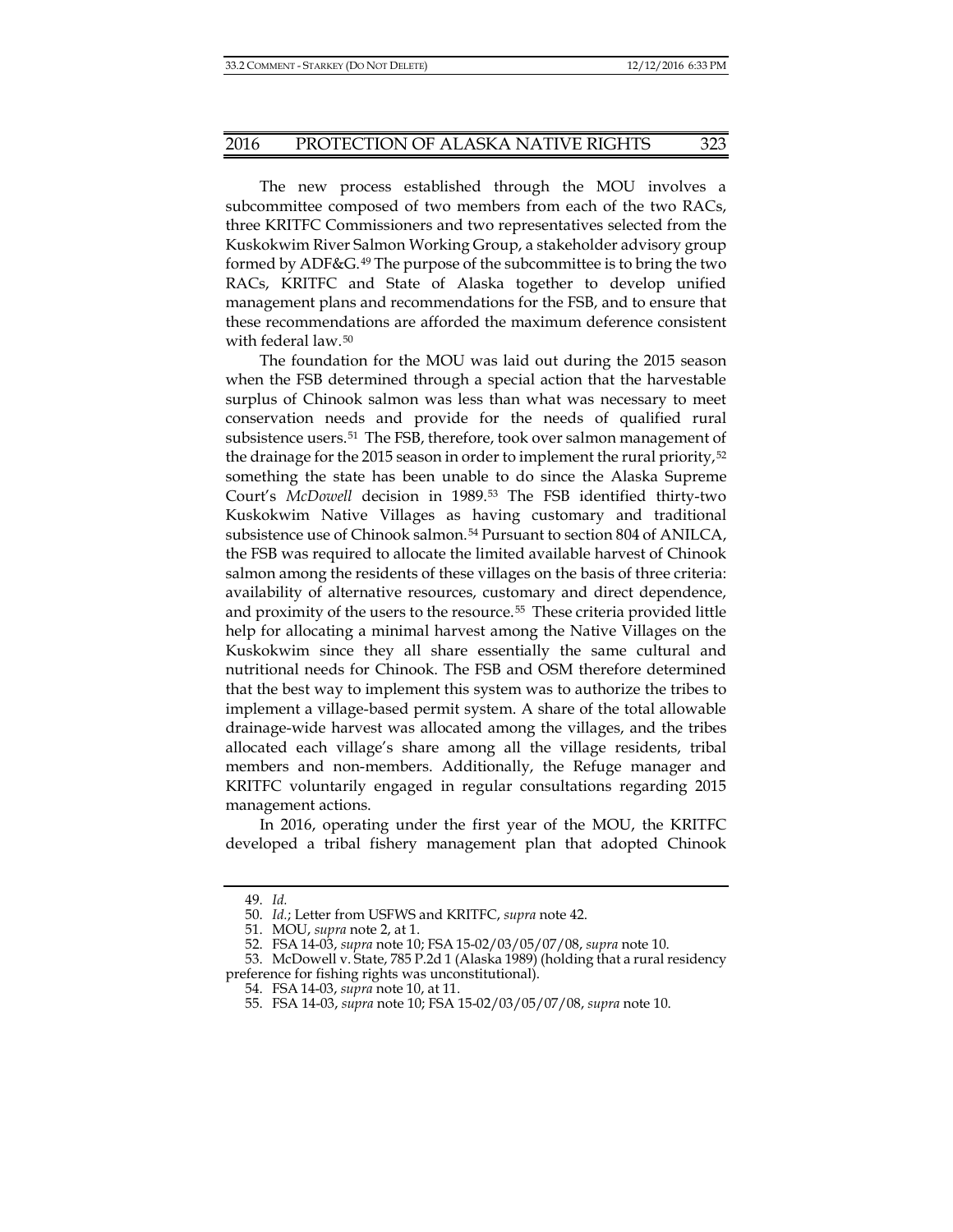The new process established through the MOU involves a subcommittee composed of two members from each of the two RACs, three KRITFC Commissioners and two representatives selected from the Kuskokwim River Salmon Working Group, a stakeholder advisory group formed by ADF&G.[49] The purpose of the subcommittee is to bring the two RACs, KRITFC and State of Alaska together to develop unified management plans and recommendations for the FSB, and to ensure that these recommendations are afforded the maximum deference consistent with federal law.[50]

The foundation for the MOU was laid out during the 2015 season when the FSB determined through a special action that the harvestable surplus of Chinook salmon was less than what was necessary to meet conservation needs and provide for the needs of qualified rural subsistence users.[51] The FSB, therefore, took over salmon management of the drainage for the 2015 season in order to implement the rural priority,[52] something the state has been unable to do since the Alaska Supreme Court's *McDowell* decision in 1989.[53] The FSB identified thirty-two Kuskokwim Native Villages as having customary and traditional subsistence use of Chinook salmon.[54] Pursuant to section 804 of ANILCA, the FSB was required to allocate the limited available harvest of Chinook salmon among the residents of these villages on the basis of three criteria: availability of alternative resources, customary and direct dependence, and proximity of the users to the resource.[55] These criteria provided little help for allocating a minimal harvest among the Native Villages on the Kuskokwim since they all share essentially the same cultural and nutritional needs for Chinook. The FSB and OSM therefore determined that the best way to implement this system was to authorize the tribes to implement a village-based permit system. A share of the total allowable drainage-wide harvest was allocated among the villages, and the tribes allocated each village's share among all the village residents, tribal members and non-members. Additionally, the Refuge manager and KRITFC voluntarily engaged in regular consultations regarding 2015 management actions.

In 2016, operating under the first year of the MOU, the KRITFC developed a tribal fishery management plan that adopted Chinook

---

49. *Id.*

50. *Id.*; Letter from USFWS and KRITFC, *supra* note 42.

51. MOU, *supra* note 2, at 1.

52. FSA 14-03, *supra* note 10; FSA 15-02/03/05/07/08, *supra* note 10.

53. McDowell v. State, 785 P.2d 1 (Alaska 1989) (holding that a rural residency preference for fishing rights was unconstitutional).

54. FSA 14-03, *supra* note 10, at 11.

55. FSA 14-03, *supra* note 10; FSA 15-02/03/05/07/08, *supra* note 10.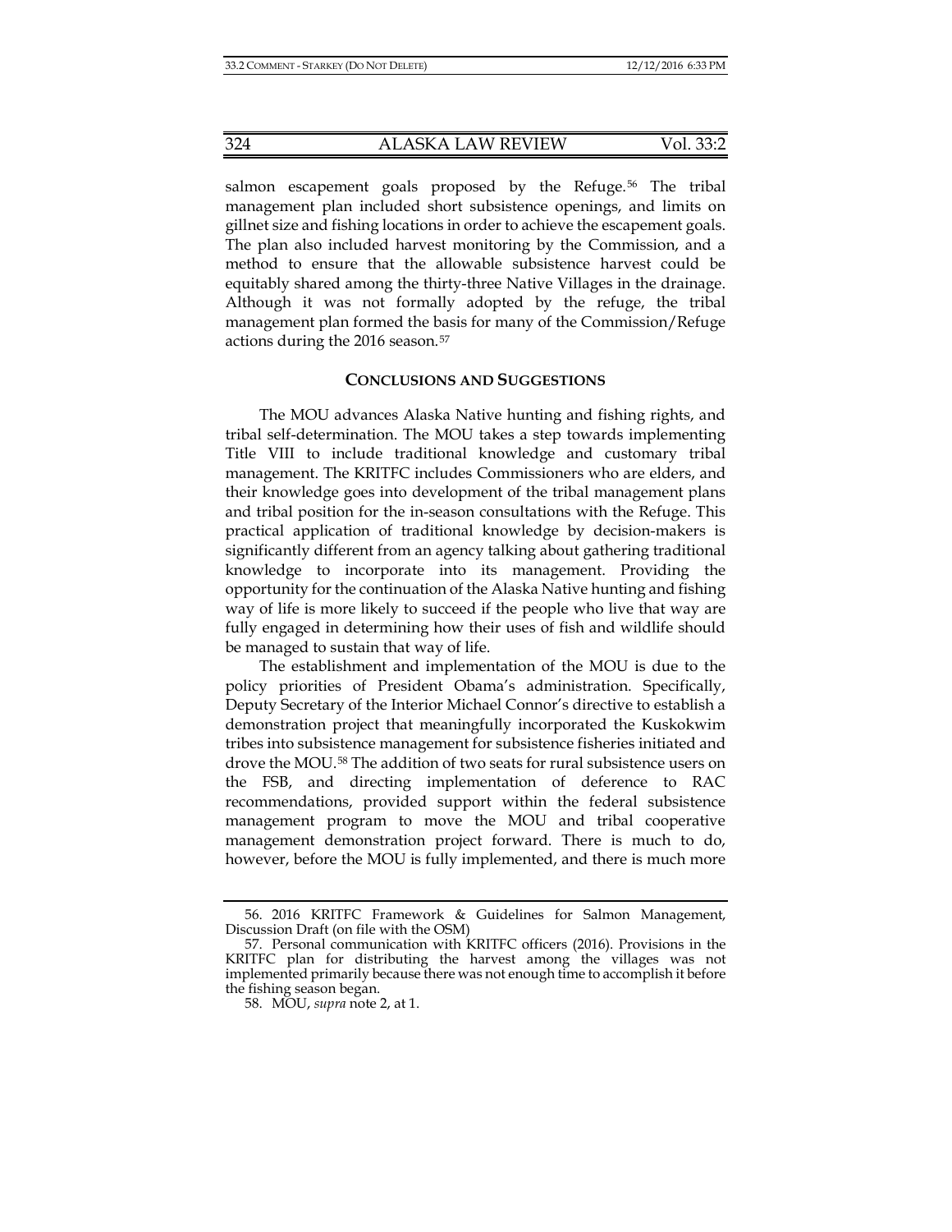salmon escapement goals proposed by the Refuge.[56] The tribal management plan included short subsistence openings, and limits on gillnet size and fishing locations in order to achieve the escapement goals. The plan also included harvest monitoring by the Commission, and a method to ensure that the allowable subsistence harvest could be equitably shared among the thirty-three Native Villages in the drainage. Although it was not formally adopted by the refuge, the tribal management plan formed the basis for many of the Commission/Refuge actions during the 2016 season.[57]

## CONCLUSIONS AND SUGGESTIONS

The MOU advances Alaska Native hunting and fishing rights, and tribal self-determination. The MOU takes a step towards implementing Title VIII to include traditional knowledge and customary tribal management. The KRITFC includes Commissioners who are elders, and their knowledge goes into development of the tribal management plans and tribal position for the in-season consultations with the Refuge. This practical application of traditional knowledge by decision-makers is significantly different from an agency talking about gathering traditional knowledge to incorporate into its management. Providing the opportunity for the continuation of the Alaska Native hunting and fishing way of life is more likely to succeed if the people who live that way are fully engaged in determining how their uses of fish and wildlife should be managed to sustain that way of life.

The establishment and implementation of the MOU is due to the policy priorities of President Obama's administration. Specifically, Deputy Secretary of the Interior Michael Connor's directive to establish a demonstration project that meaningfully incorporated the Kuskokwim tribes into subsistence management for subsistence fisheries initiated and drove the MOU.[58] The addition of two seats for rural subsistence users on the FSB, and directing implementation of deference to RAC recommendations, provided support within the federal subsistence management program to move the MOU and tribal cooperative management demonstration project forward. There is much to do, however, before the MOU is fully implemented, and there is much more

---

56. 2016 KRITFC Framework & Guidelines for Salmon Management, Discussion Draft (on file with the OSM)

57. Personal communication with KRITFC officers (2016). Provisions in the KRITFC plan for distributing the harvest among the villages was not implemented primarily because there was not enough time to accomplish it before the fishing season began.

58. MOU, *supra* note 2, at 1.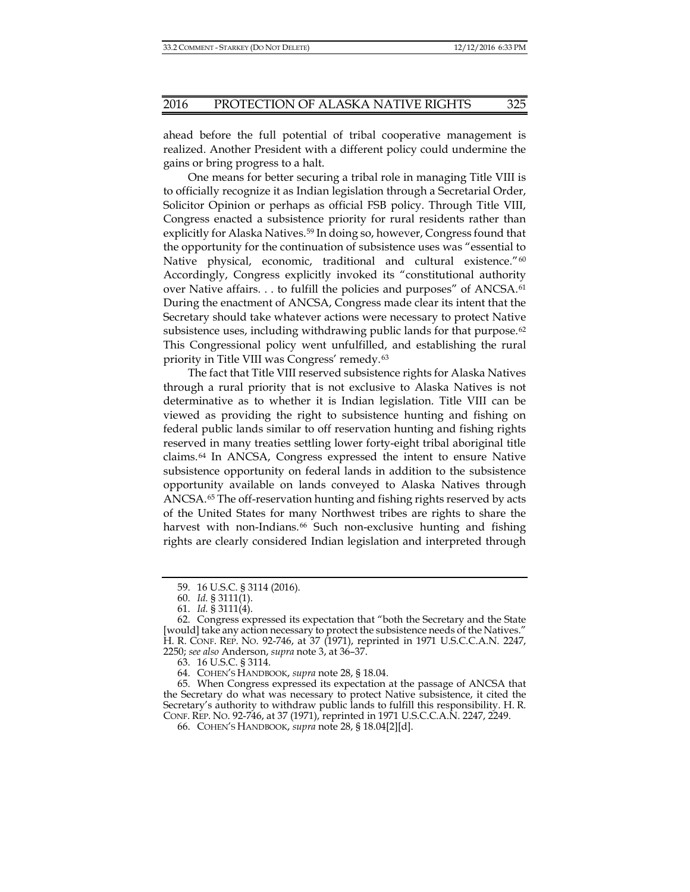ahead before the full potential of tribal cooperative management is realized. Another President with a different policy could undermine the gains or bring progress to a halt.

One means for better securing a tribal role in managing Title VIII is to officially recognize it as Indian legislation through a Secretarial Order, Solicitor Opinion or perhaps as official FSB policy. Through Title VIII, Congress enacted a subsistence priority for rural residents rather than explicitly for Alaska Natives.[59] In doing so, however, Congress found that the opportunity for the continuation of subsistence uses was "essential to Native physical, economic, traditional and cultural existence."[60] Accordingly, Congress explicitly invoked its "constitutional authority over Native affairs. . . to fulfill the policies and purposes" of ANCSA.[61] During the enactment of ANCSA, Congress made clear its intent that the Secretary should take whatever actions were necessary to protect Native subsistence uses, including withdrawing public lands for that purpose.[62] This Congressional policy went unfulfilled, and establishing the rural priority in Title VIII was Congress' remedy.[63]

The fact that Title VIII reserved subsistence rights for Alaska Natives through a rural priority that is not exclusive to Alaska Natives is not determinative as to whether it is Indian legislation. Title VIII can be viewed as providing the right to subsistence hunting and fishing on federal public lands similar to off reservation hunting and fishing rights reserved in many treaties settling lower forty-eight tribal aboriginal title claims.[64] In ANCSA, Congress expressed the intent to ensure Native subsistence opportunity on federal lands in addition to the subsistence opportunity available on lands conveyed to Alaska Natives through ANCSA.[65] The off-reservation hunting and fishing rights reserved by acts of the United States for many Northwest tribes are rights to share the harvest with non-Indians.[66] Such non-exclusive hunting and fishing rights are clearly considered Indian legislation and interpreted through

---

59. 16 U.S.C. § 3114 (2016).

60. *Id.* § 3111(1).

61. *Id.* § 3111(4).

62. Congress expressed its expectation that "both the Secretary and the State [would] take any action necessary to protect the subsistence needs of the Natives." H. R. CONF. REP. NO. 92-746, at 37 (1971), reprinted in 1971 U.S.C.C.A.N. 2247, 2250; *see also* Anderson, *supra* note 3, at 36–37.

63. 16 U.S.C. § 3114.

64. COHEN'S HANDBOOK, *supra* note 28, § 18.04.

65. When Congress expressed its expectation at the passage of ANCSA that the Secretary do what was necessary to protect Native subsistence, it cited the Secretary's authority to withdraw public lands to fulfill this responsibility. H. R. CONF. REP. NO. 92-746, at 37 (1971), reprinted in 1971 U.S.C.C.A.N. 2247, 2249.

66. COHEN'S HANDBOOK, *supra* note 28, § 18.04[2][d].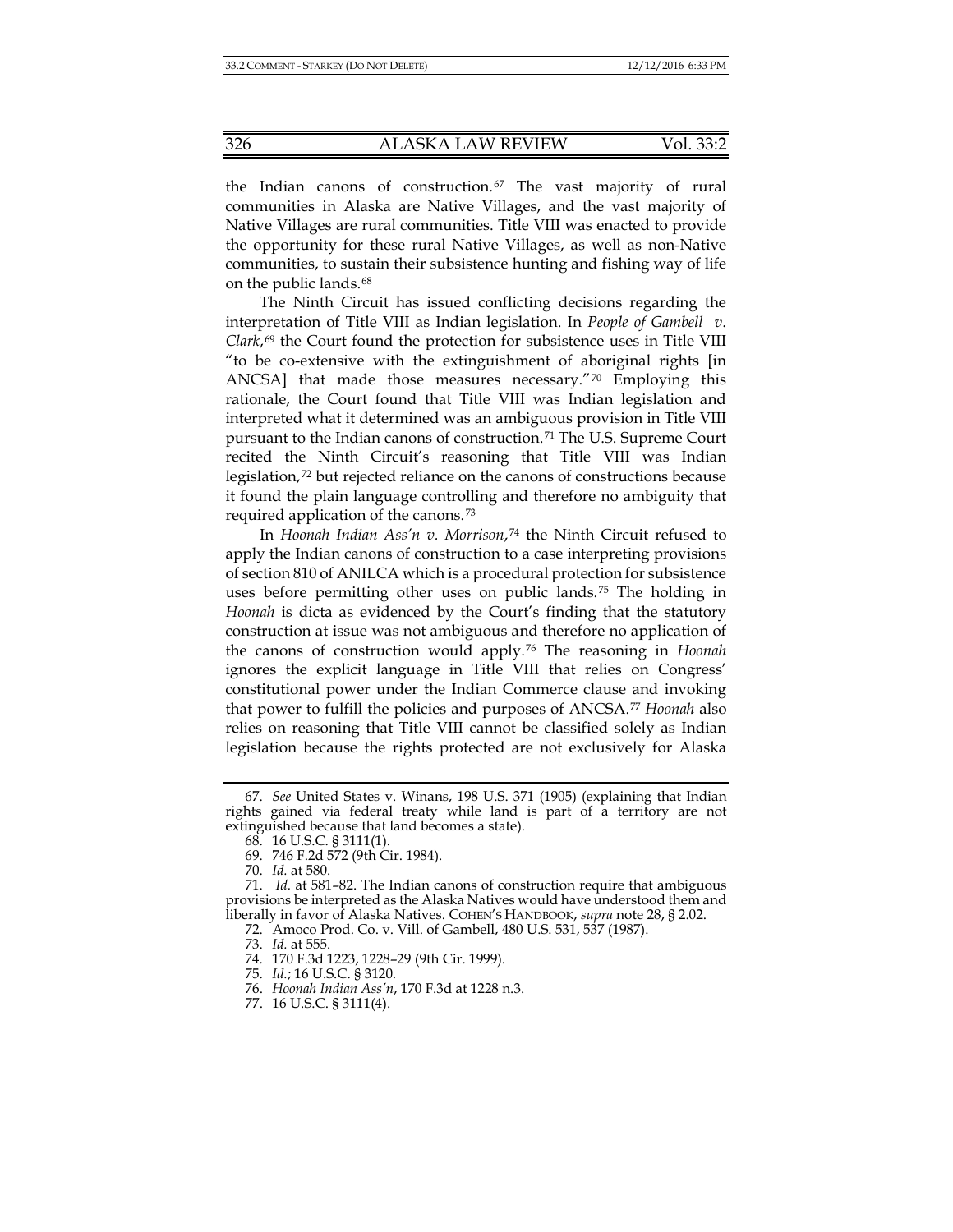the Indian canons of construction.[67] The vast majority of rural communities in Alaska are Native Villages, and the vast majority of Native Villages are rural communities. Title VIII was enacted to provide the opportunity for these rural Native Villages, as well as non-Native communities, to sustain their subsistence hunting and fishing way of life on the public lands.[68]

The Ninth Circuit has issued conflicting decisions regarding the interpretation of Title VIII as Indian legislation. In *People of Gambell v. Clark*,[69] the Court found the protection for subsistence uses in Title VIII "to be co-extensive with the extinguishment of aboriginal rights [in ANCSA] that made those measures necessary."[70] Employing this rationale, the Court found that Title VIII was Indian legislation and interpreted what it determined was an ambiguous provision in Title VIII pursuant to the Indian canons of construction.[71] The U.S. Supreme Court recited the Ninth Circuit's reasoning that Title VIII was Indian legislation,[72] but rejected reliance on the canons of constructions because it found the plain language controlling and therefore no ambiguity that required application of the canons.[73]

In *Hoonah Indian Ass'n v. Morrison*,[74] the Ninth Circuit refused to apply the Indian canons of construction to a case interpreting provisions of section 810 of ANILCA which is a procedural protection for subsistence uses before permitting other uses on public lands.[75] The holding in *Hoonah* is dicta as evidenced by the Court's finding that the statutory construction at issue was not ambiguous and therefore no application of the canons of construction would apply.[76] The reasoning in *Hoonah* ignores the explicit language in Title VIII that relies on Congress' constitutional power under the Indian Commerce clause and invoking that power to fulfill the policies and purposes of ANCSA.[77] *Hoonah* also relies on reasoning that Title VIII cannot be classified solely as Indian legislation because the rights protected are not exclusively for Alaska

---

67. *See* United States v. Winans, 198 U.S. 371 (1905) (explaining that Indian rights gained via federal treaty while land is part of a territory are not extinguished because that land becomes a state).

68. 16 U.S.C. § 3111(1).

69. 746 F.2d 572 (9th Cir. 1984).

70. *Id.* at 580.

71. *Id.* at 581–82. The Indian canons of construction require that ambiguous provisions be interpreted as the Alaska Natives would have understood them and liberally in favor of Alaska Natives. COHEN'S HANDBOOK, *supra* note 28, § 2.02.

72. Amoco Prod. Co. v. Vill. of Gambell, 480 U.S. 531, 537 (1987).

73. *Id.* at 555.

74. 170 F.3d 1223, 1228–29 (9th Cir. 1999).

75. *Id.*; 16 U.S.C. § 3120.

76. *Hoonah Indian Ass'n*, 170 F.3d at 1228 n.3.

77. 16 U.S.C. § 3111(4).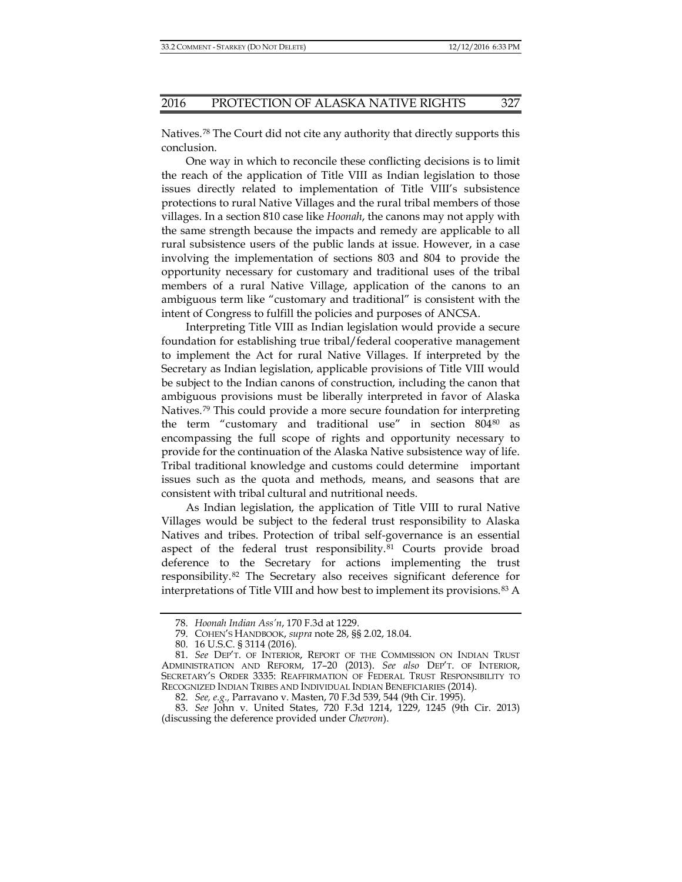Natives.[78] The Court did not cite any authority that directly supports this conclusion.

One way in which to reconcile these conflicting decisions is to limit the reach of the application of Title VIII as Indian legislation to those issues directly related to implementation of Title VIII's subsistence protections to rural Native Villages and the rural tribal members of those villages. In a section 810 case like *Hoonah*, the canons may not apply with the same strength because the impacts and remedy are applicable to all rural subsistence users of the public lands at issue. However, in a case involving the implementation of sections 803 and 804 to provide the opportunity necessary for customary and traditional uses of the tribal members of a rural Native Village, application of the canons to an ambiguous term like "customary and traditional" is consistent with the intent of Congress to fulfill the policies and purposes of ANCSA.

Interpreting Title VIII as Indian legislation would provide a secure foundation for establishing true tribal/federal cooperative management to implement the Act for rural Native Villages. If interpreted by the Secretary as Indian legislation, applicable provisions of Title VIII would be subject to the Indian canons of construction, including the canon that ambiguous provisions must be liberally interpreted in favor of Alaska Natives.[79] This could provide a more secure foundation for interpreting the term "customary and traditional use" in section 804[80] as encompassing the full scope of rights and opportunity necessary to provide for the continuation of the Alaska Native subsistence way of life. Tribal traditional knowledge and customs could determine important issues such as the quota and methods, means, and seasons that are consistent with tribal cultural and nutritional needs.

As Indian legislation, the application of Title VIII to rural Native Villages would be subject to the federal trust responsibility to Alaska Natives and tribes. Protection of tribal self-governance is an essential aspect of the federal trust responsibility.[81] Courts provide broad deference to the Secretary for actions implementing the trust responsibility.[82] The Secretary also receives significant deference for interpretations of Title VIII and how best to implement its provisions.[83] A

---

78. *Hoonah Indian Ass'n*, 170 F.3d at 1229.

79. COHEN'S HANDBOOK, *supra* note 28, §§ 2.02, 18.04.

80. 16 U.S.C. § 3114 (2016).

81. *See* DEP'T. OF INTERIOR, REPORT OF THE COMMISSION ON INDIAN TRUST ADMINISTRATION AND REFORM, 17–20 (2013). *See also* DEP'T. OF INTERIOR, SECRETARY'S ORDER 3335: REAFFIRMATION OF FEDERAL TRUST RESPONSIBILITY TO RECOGNIZED INDIAN TRIBES AND INDIVIDUAL INDIAN BENEFICIARIES (2014).

82. *See, e.g.*, Parravano v. Masten, 70 F.3d 539, 544 (9th Cir. 1995).

83. *See* John v. United States, 720 F.3d 1214, 1229, 1245 (9th Cir. 2013) (discussing the deference provided under *Chevron*).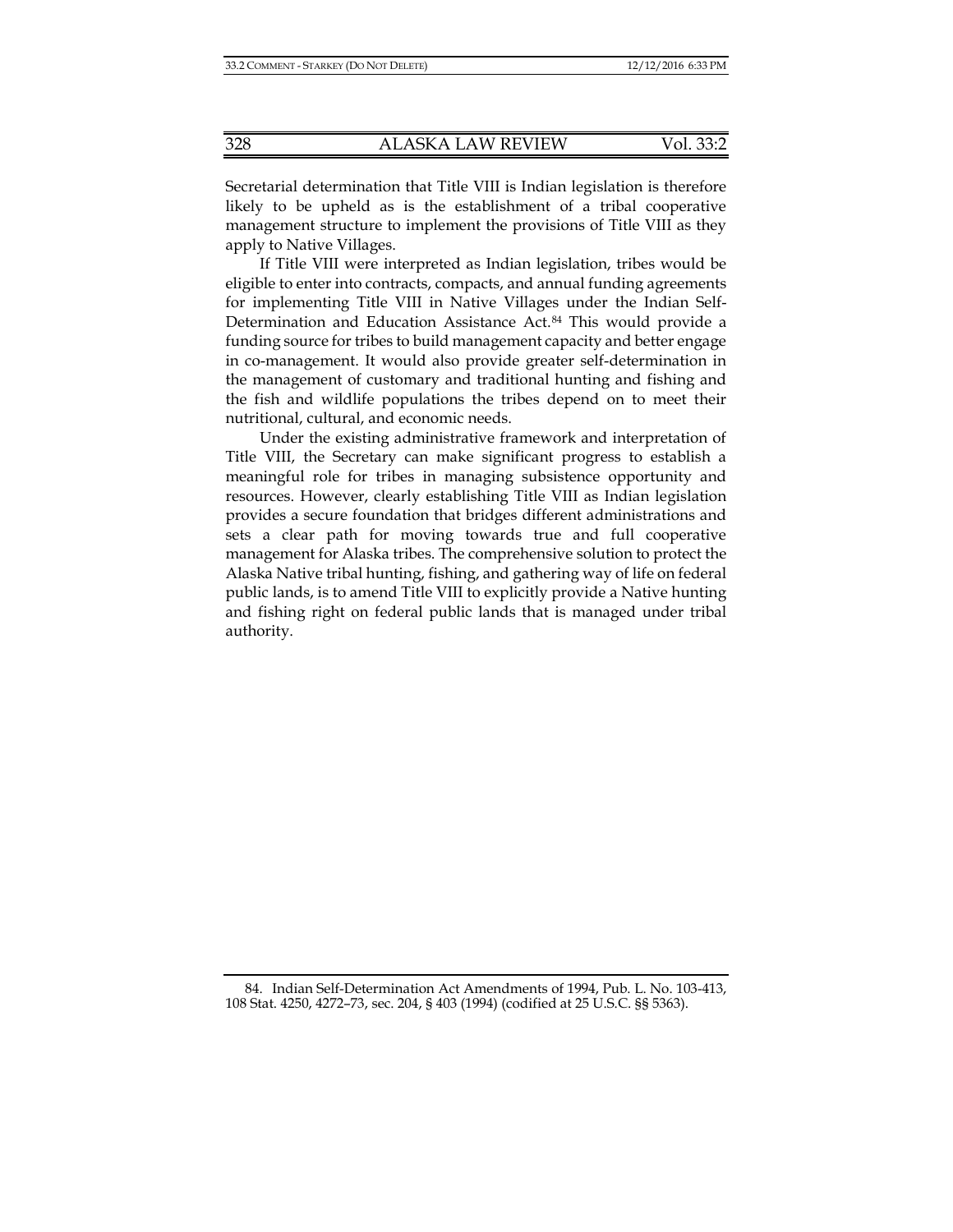Secretarial determination that Title VIII is Indian legislation is therefore likely to be upheld as is the establishment of a tribal cooperative management structure to implement the provisions of Title VIII as they apply to Native Villages.

If Title VIII were interpreted as Indian legislation, tribes would be eligible to enter into contracts, compacts, and annual funding agreements for implementing Title VIII in Native Villages under the Indian Self-Determination and Education Assistance Act.[84] This would provide a funding source for tribes to build management capacity and better engage in co-management. It would also provide greater self-determination in the management of customary and traditional hunting and fishing and the fish and wildlife populations the tribes depend on to meet their nutritional, cultural, and economic needs.

Under the existing administrative framework and interpretation of Title VIII, the Secretary can make significant progress to establish a meaningful role for tribes in managing subsistence opportunity and resources. However, clearly establishing Title VIII as Indian legislation provides a secure foundation that bridges different administrations and sets a clear path for moving towards true and full cooperative management for Alaska tribes. The comprehensive solution to protect the Alaska Native tribal hunting, fishing, and gathering way of life on federal public lands, is to amend Title VIII to explicitly provide a Native hunting and fishing right on federal public lands that is managed under tribal authority.

84. Indian Self-Determination Act Amendments of 1994, Pub. L. No. 103-413, 108 Stat. 4250, 4272–73, sec. 204, § 403 (1994) (codified at 25 U.S.C. §§ 5363).